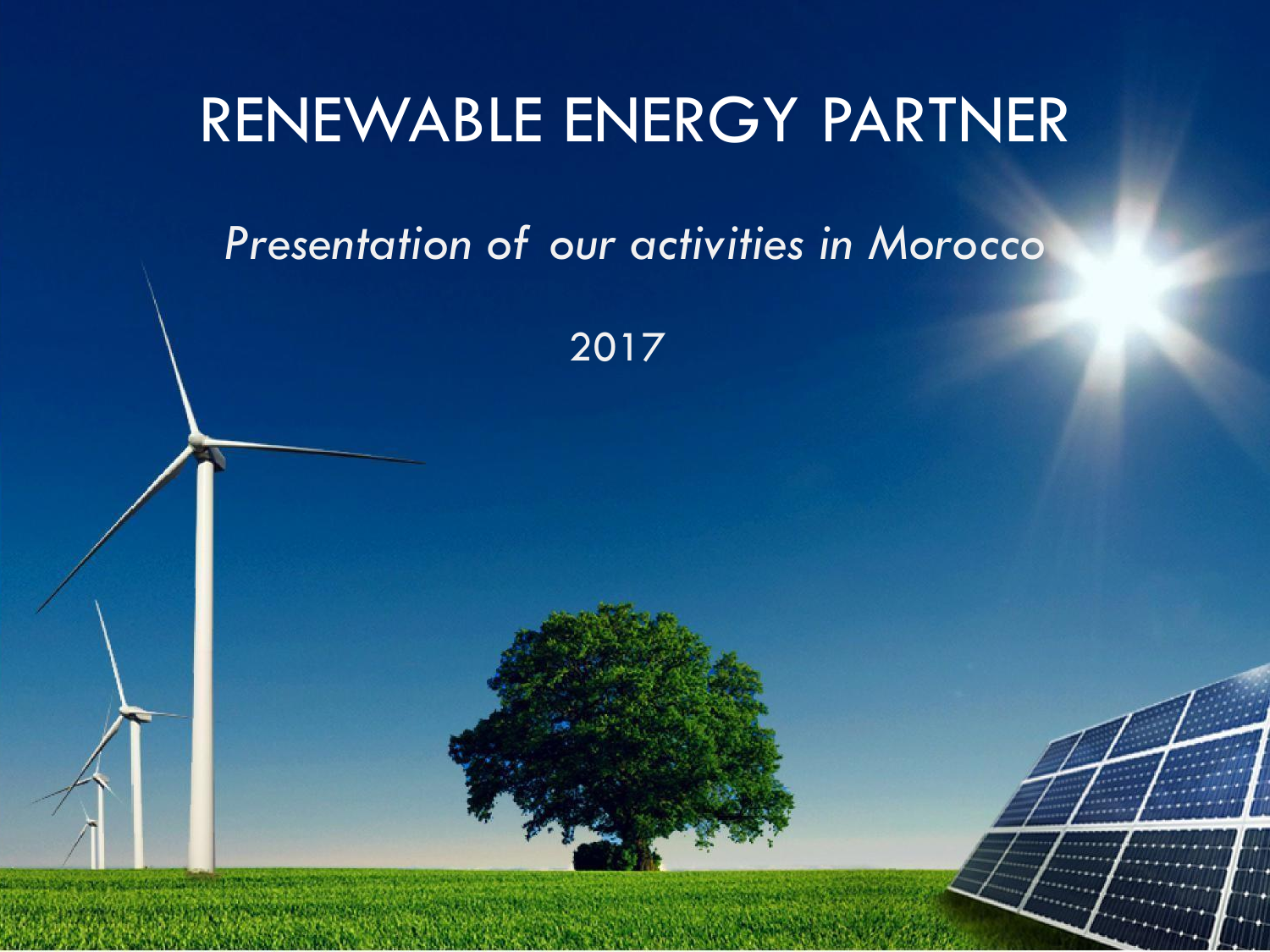# RENEWABLE ENERGY PARTNER

*Presentation of our activities in Morocco*

2017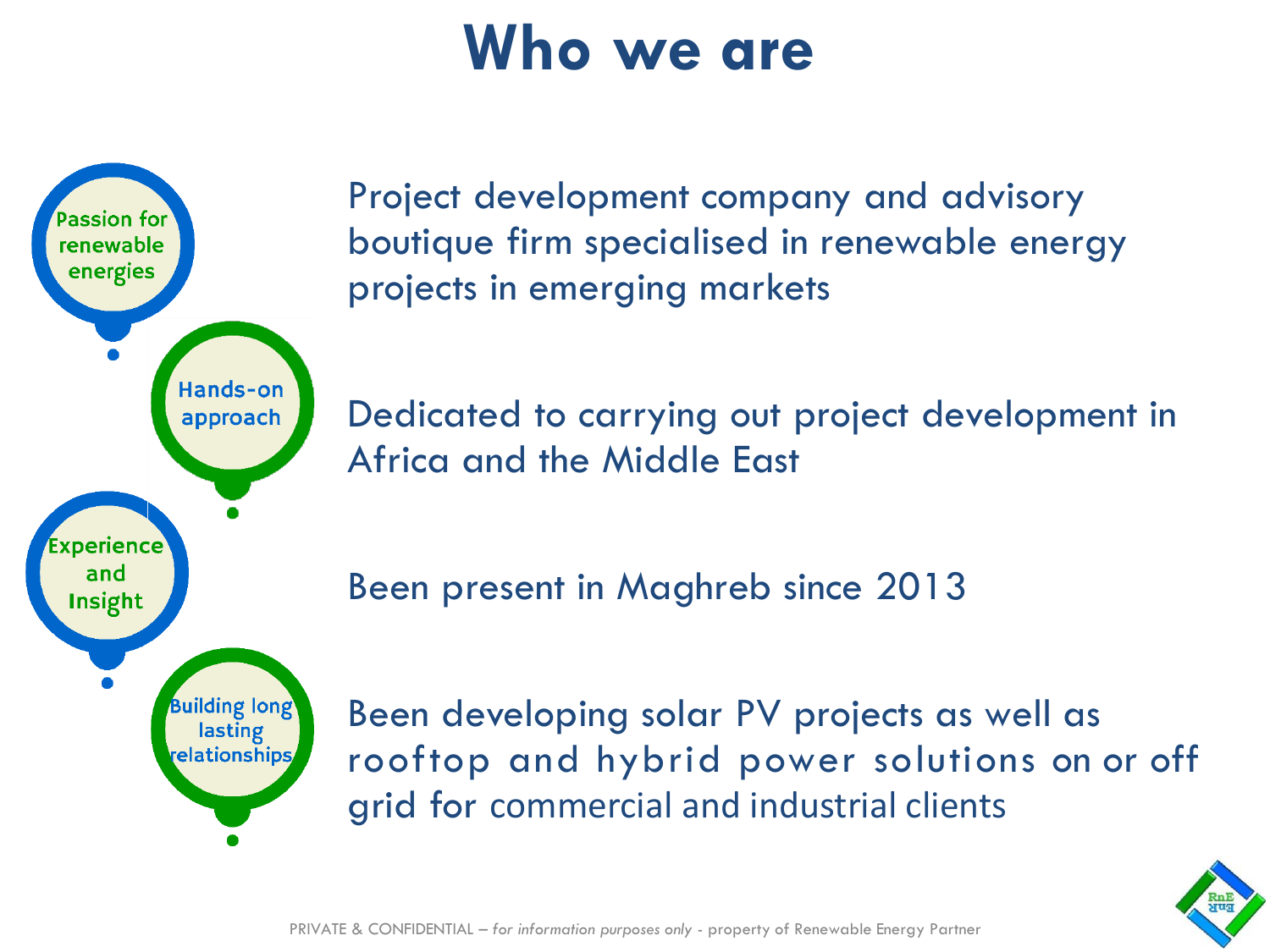# Who we are

- **Passion for renewable energies**
- **Hands-on approach**
- **Experience and Insight**
- **Building long lasting relationships**

Project development company and advisory boutique firm specialised in renewable energy projects in emerging markets

Dedicated to carrying out project development in Africa and the Middle East

Been present in Maghreb since 2013

Been developing solar PV projects as well as rooftop and hybrid power solutions on or off grid for commercial and industrial clients

PRIVATE & CONFIDENTIAL – *for information purposes only* - property of Renewable Energy Partner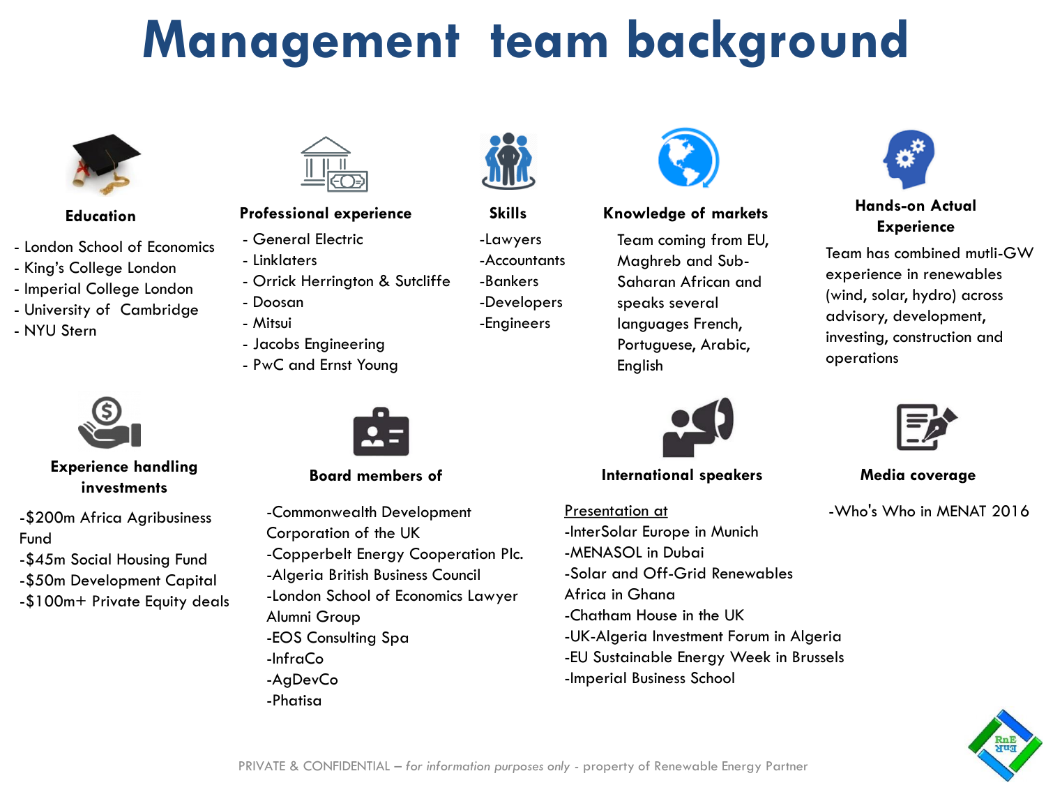# Management team background

### Education

- London School of Economics
- King's College London
- Imperial College London
- University of Cambridge
- NYU Stern

### Professional experience

- General Electric
- Linklaters
- Orrick Herrington & Sutcliffe
- Doosan
- Mitsui
- Jacobs Engineering
- PwC and Ernst Young

### Skills

-Lawyers
-Accountants
-Bankers
-Developers
-Engineers

### Knowledge of markets

Team coming from EU, Maghreb and Sub-Saharan African and speaks several languages French, Portuguese, Arabic, English

### Hands-on Actual Experience

Team has combined mutli-GW experience in renewables (wind, solar, hydro) across advisory, development, investing, construction and operations

### Experience handling investments

-$200m Africa Agribusiness Fund
-$45m Social Housing Fund
-$50m Development Capital
-$100m+ Private Equity deals

### Board members of

-Commonwealth Development Corporation of the UK
-Copperbelt Energy Cooperation Plc.
-Algeria British Business Council
-London School of Economics Lawyer Alumni Group
-EOS Consulting Spa
-InfraCo
-AgDevCo
-Phatisa

### International speakers

Presentation at
-InterSolar Europe in Munich
-MENASOL in Dubai
-Solar and Off-Grid Renewables Africa in Ghana
-Chatham House in the UK
-UK-Algeria Investment Forum in Algeria
-EU Sustainable Energy Week in Brussels
-Imperial Business School

### Media coverage

-Who's Who in MENAT 2016

PRIVATE & CONFIDENTIAL – *for information purposes only* - property of Renewable Energy Partner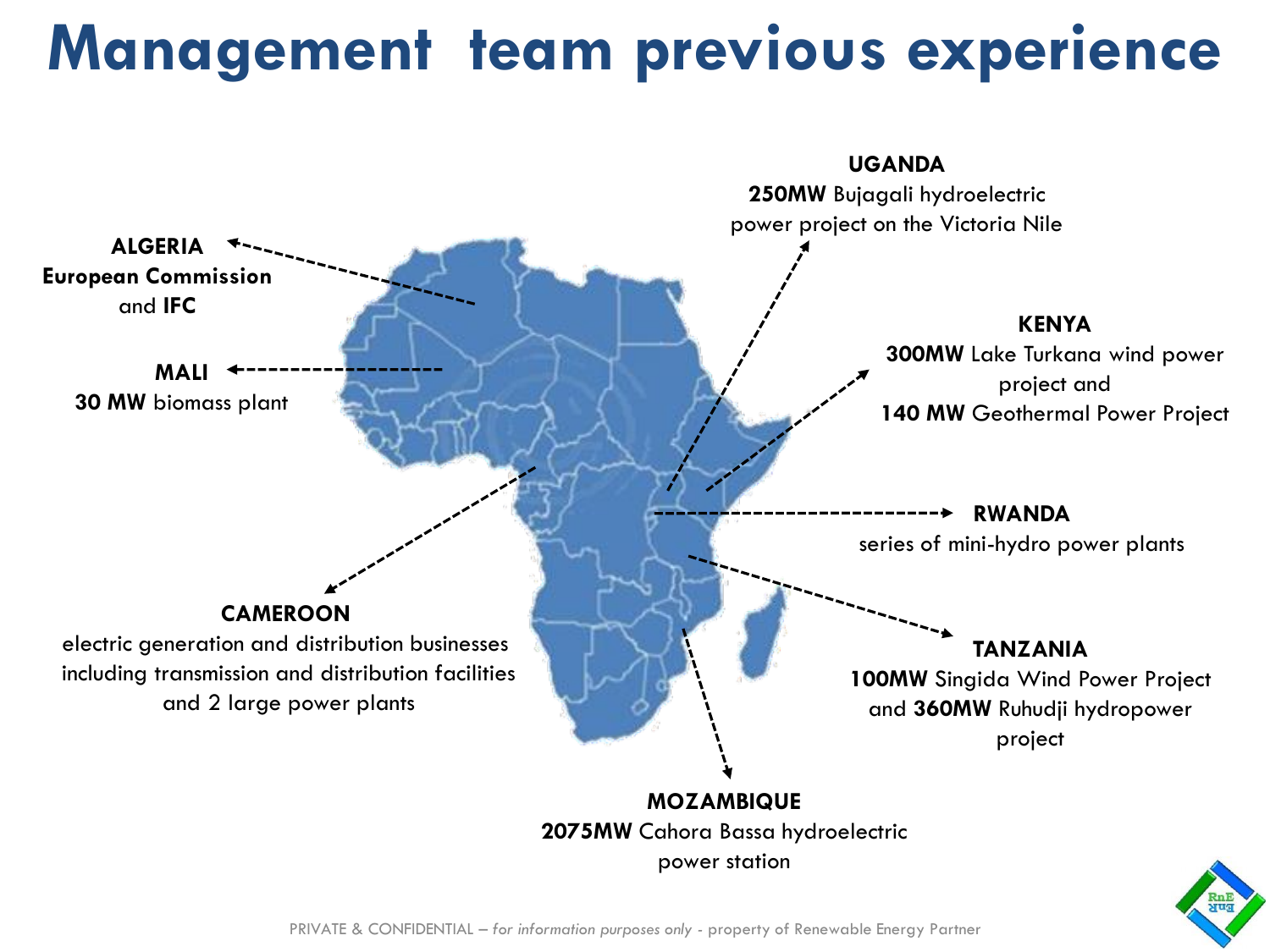# Management team previous experience

**ALGERIA**
**European Commission** and **IFC**

**MALI**
**30 MW** biomass plant

**CAMEROON**
electric generation and distribution businesses including transmission and distribution facilities and 2 large power plants

**UGANDA**
**250MW** Bujagali hydroelectric power project on the Victoria Nile

**KENYA**
**300MW** Lake Turkana wind power project and
**140 MW** Geothermal Power Project

**RWANDA**
series of mini-hydro power plants

**TANZANIA**
**100MW** Singida Wind Power Project and **360MW** Ruhudji hydropower project

**MOZAMBIQUE**
**2075MW** Cahora Bassa hydroelectric power station

PRIVATE & CONFIDENTIAL – *for information purposes only* - property of Renewable Energy Partner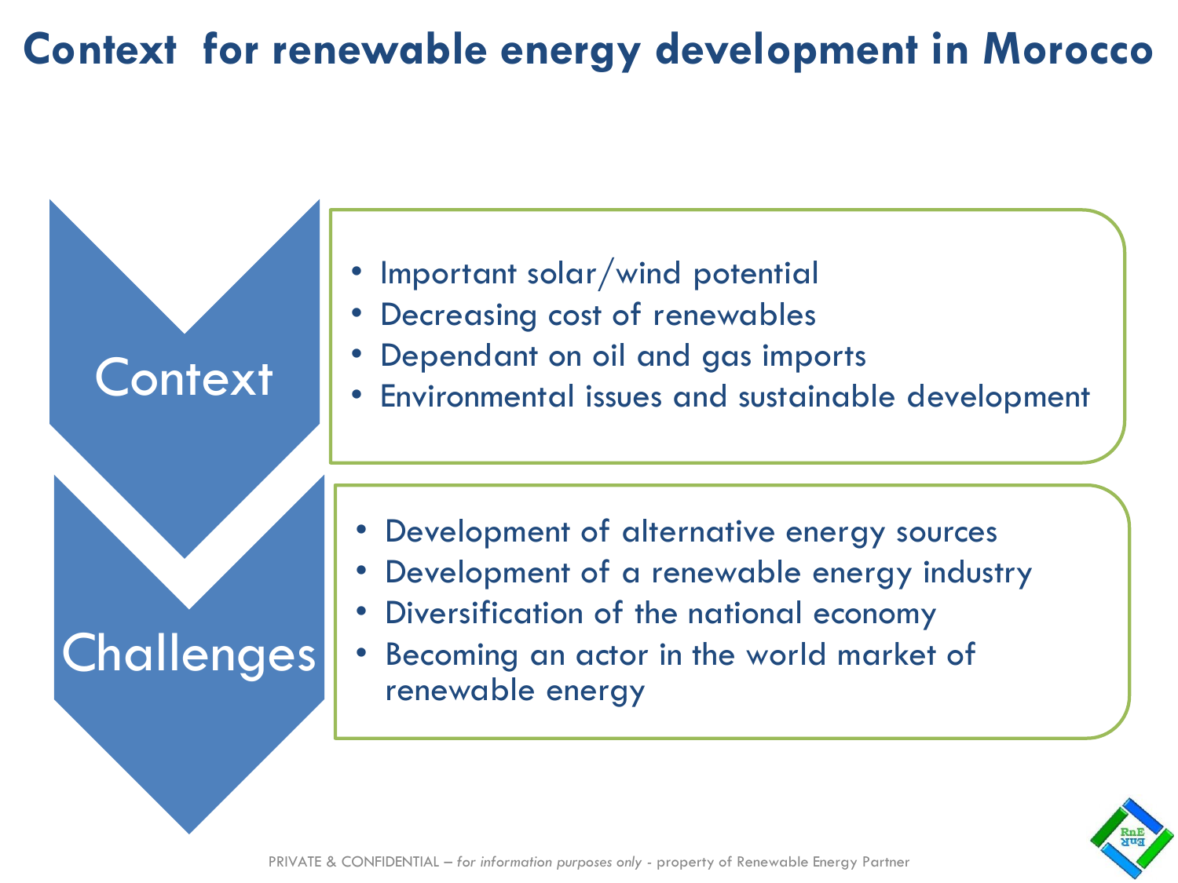# Context for renewable energy development in Morocco

## Context

- Important solar/wind potential
- Decreasing cost of renewables
- Dependant on oil and gas imports
- Environmental issues and sustainable development

## Challenges

- Development of alternative energy sources
- Development of a renewable energy industry
- Diversification of the national economy
- Becoming an actor in the world market of renewable energy

PRIVATE & CONFIDENTIAL – *for information purposes only* - property of Renewable Energy Partner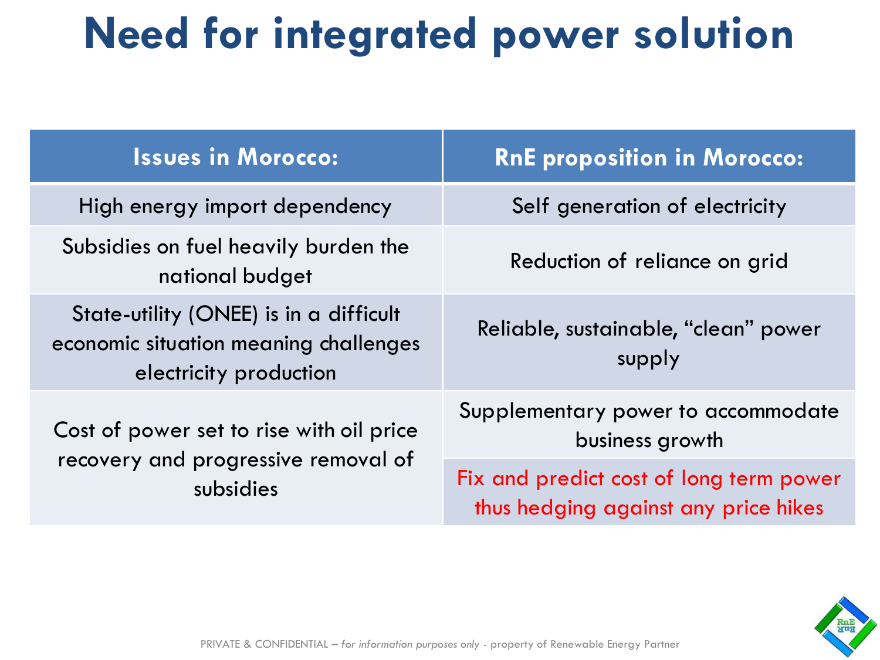# Need for integrated power solution

| Issues in Morocco: | RnE proposition in Morocco: |
| --- | --- |
| High energy import dependency | Self generation of electricity |
| Subsidies on fuel heavily burden the national budget | Reduction of reliance on grid |
| State-utility (ONEE) is in a difficult economic situation meaning challenges electricity production | Reliable, sustainable, “clean” power supply |
| Cost of power set to rise with oil price recovery and progressive removal of subsidies | Supplementary power to accommodate business growth |
| | Fix and predict cost of long term power thus hedging against any price hikes |

PRIVATE & CONFIDENTIAL – *for information purposes only* - property of Renewable Energy Partner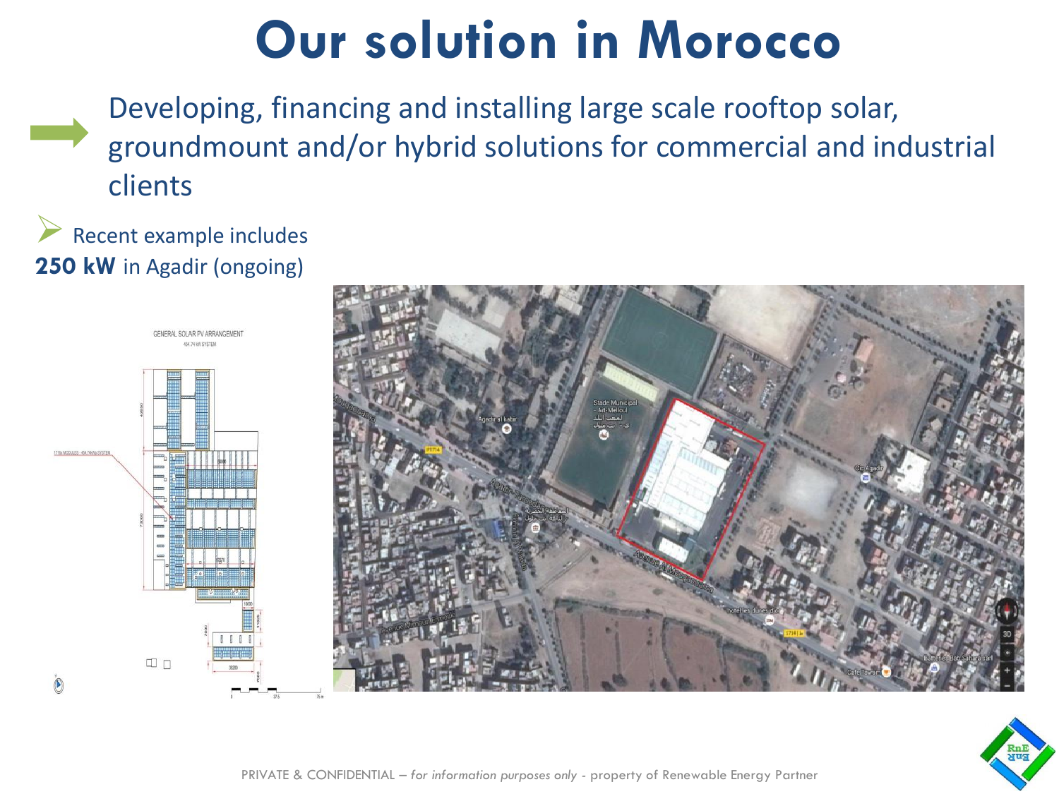# Our solution in Morocco

- Developing, financing and installing large scale rooftop solar, groundmount and/or hybrid solutions for commercial and industrial clients

- Recent example includes **250 kW** in Agadir (ongoing)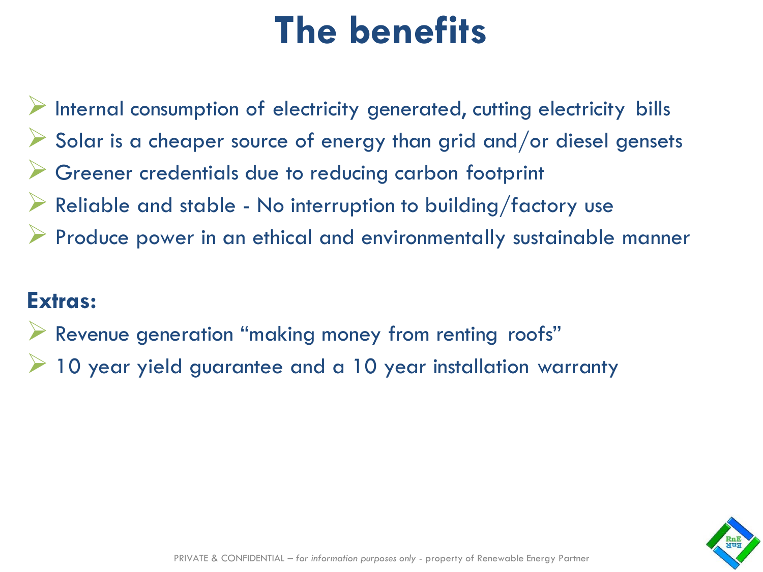# The benefits

- Internal consumption of electricity generated, cutting electricity bills
- Solar is a cheaper source of energy than grid and/or diesel gensets
- Greener credentials due to reducing carbon footprint
- Reliable and stable - No interruption to building/factory use
- Produce power in an ethical and environmentally sustainable manner

**Extras:**

- Revenue generation "making money from renting roofs"
- 10 year yield guarantee and a 10 year installation warranty

PRIVATE & CONFIDENTIAL – *for information purposes only* - property of Renewable Energy Partner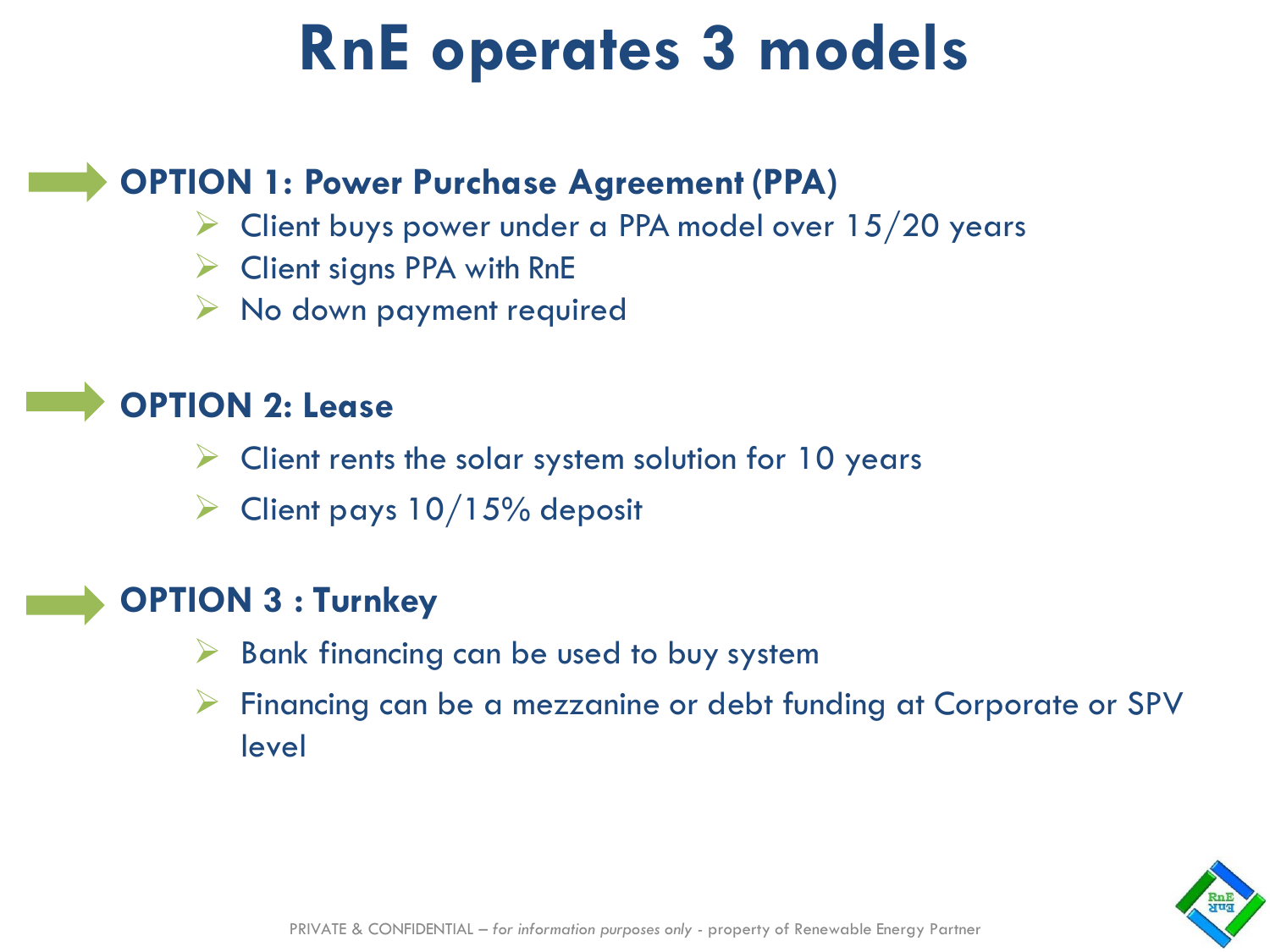# RnE operates 3 models

## OPTION 1: Power Purchase Agreement (PPA)

- Client buys power under a PPA model over 15/20 years
- Client signs PPA with RnE
- No down payment required

## OPTION 2: Lease

- Client rents the solar system solution for 10 years
- Client pays 10/15% deposit

## OPTION 3 : Turnkey

- Bank financing can be used to buy system
- Financing can be a mezzanine or debt funding at Corporate or SPV level

PRIVATE & CONFIDENTIAL – *for information purposes only* - property of Renewable Energy Partner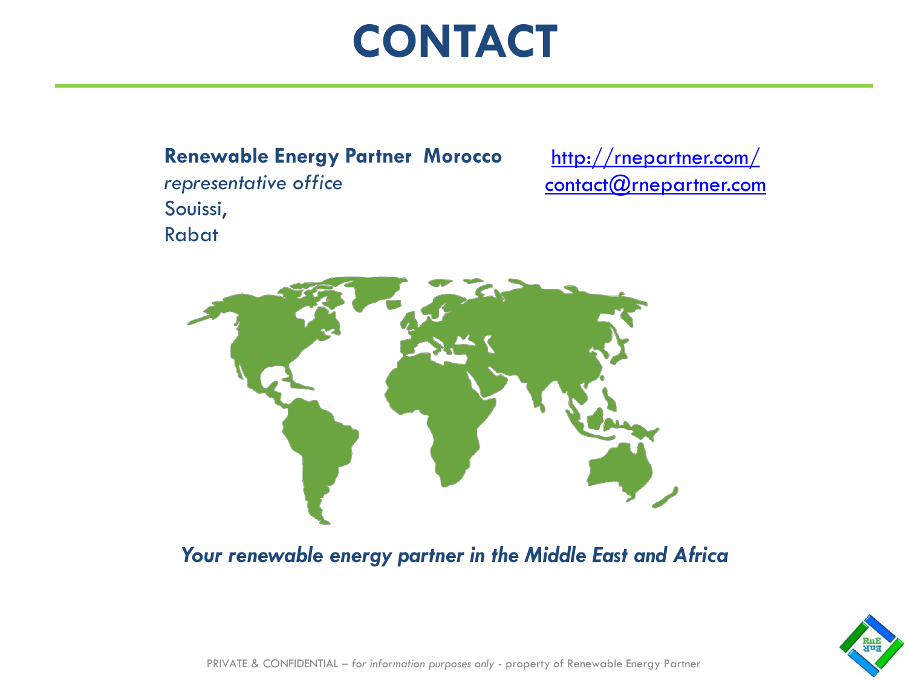# CONTACT

**Renewable Energy Partner Morocco**
*representative office*
Souissi,
Rabat

http://rnepartner.com/
contact@rnepartner.com

***Your renewable energy partner in the Middle East and Africa***

PRIVATE & CONFIDENTIAL – *for information purposes only* - property of Renewable Energy Partner